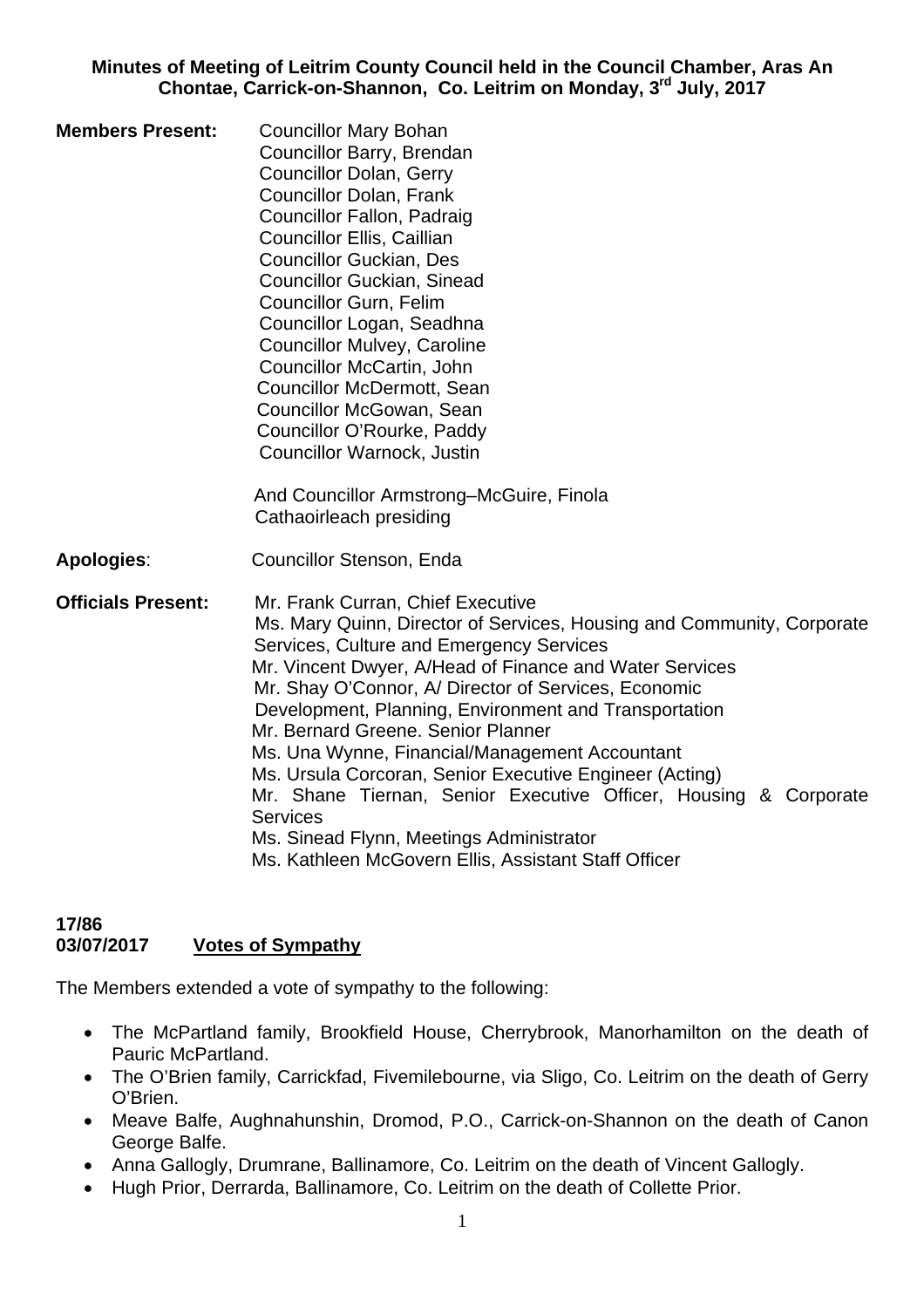**Minutes of Meeting of Leitrim County Council held in the Council Chamber, Aras An Chontae, Carrick-on-Shannon, Co. Leitrim on Monday, 3rd July, 2017**

**Members Present:**
Councillor Mary Bohan
Councillor Barry, Brendan
Councillor Dolan, Gerry
Councillor Dolan, Frank
Councillor Fallon, Padraig
Councillor Ellis, Caillian
Councillor Guckian, Des
Councillor Guckian, Sinead
Councillor Gurn, Felim
Councillor Logan, Seadhna
Councillor Mulvey, Caroline
Councillor McCartin, John
Councillor McDermott, Sean
Councillor McGowan, Sean
Councillor O'Rourke, Paddy
Councillor Warnock, Justin

And Councillor Armstrong–McGuire, Finola
Cathaoirleach presiding

**Apologies**: Councillor Stenson, Enda

**Officials Present:**
Mr. Frank Curran, Chief Executive
Ms. Mary Quinn, Director of Services, Housing and Community, Corporate Services, Culture and Emergency Services
Mr. Vincent Dwyer, A/Head of Finance and Water Services
Mr. Shay O'Connor, A/ Director of Services, Economic Development, Planning, Environment and Transportation
Mr. Bernard Greene. Senior Planner
Ms. Una Wynne, Financial/Management Accountant
Ms. Ursula Corcoran, Senior Executive Engineer (Acting)
Mr. Shane Tiernan, Senior Executive Officer, Housing & Corporate Services
Ms. Sinead Flynn, Meetings Administrator
Ms. Kathleen McGovern Ellis, Assistant Staff Officer

**17/86**
**03/07/2017** **Votes of Sympathy**

The Members extended a vote of sympathy to the following:

- The McPartland family, Brookfield House, Cherrybrook, Manorhamilton on the death of Pauric McPartland.
- The O'Brien family, Carrickfad, Fivemilebourne, via Sligo, Co. Leitrim on the death of Gerry O'Brien.
- Meave Balfe, Aughnahunshin, Dromod, P.O., Carrick-on-Shannon on the death of Canon George Balfe.
- Anna Gallogly, Drumrane, Ballinamore, Co. Leitrim on the death of Vincent Gallogly.
- Hugh Prior, Derrarda, Ballinamore, Co. Leitrim on the death of Collette Prior.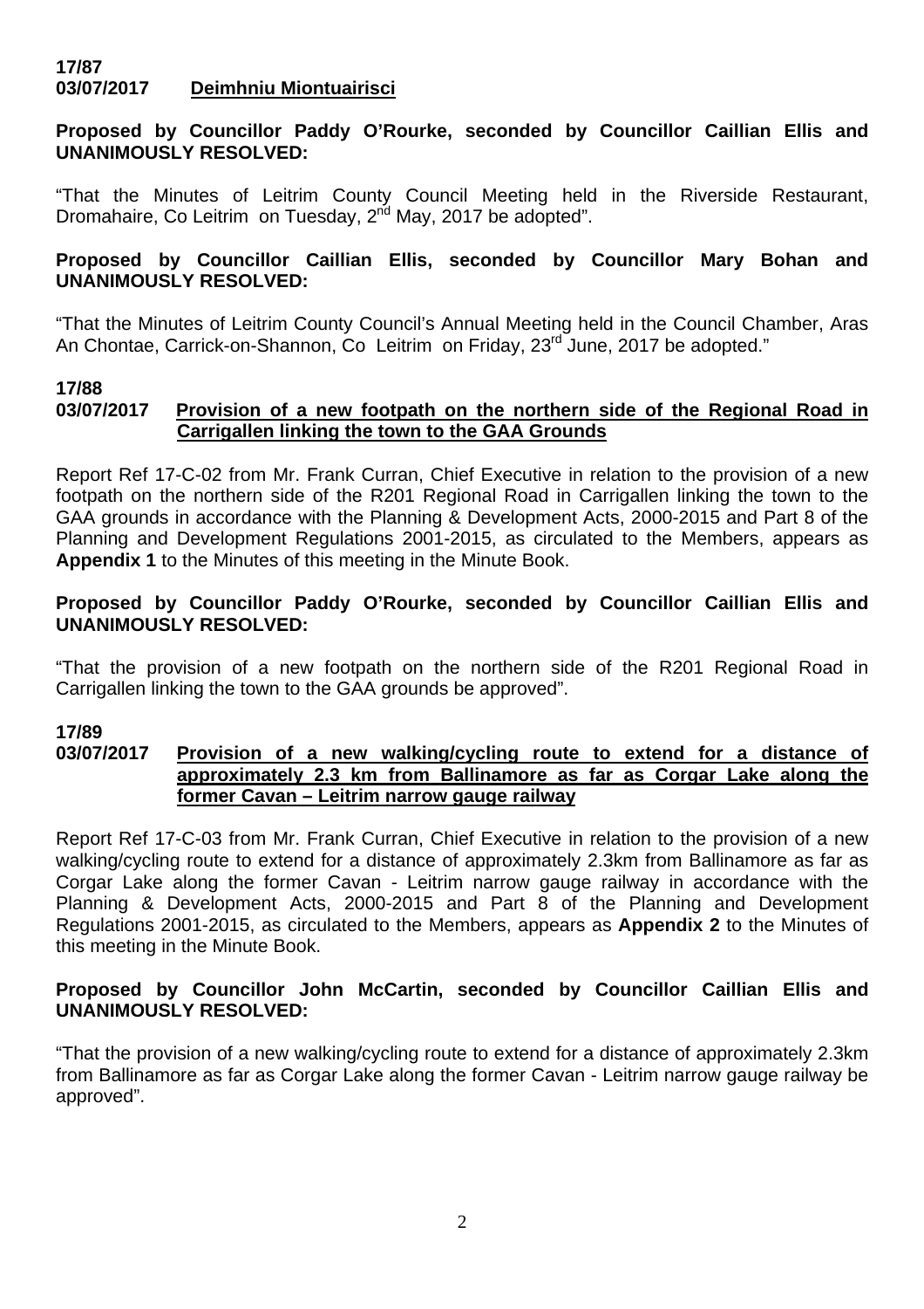**17/87**
**03/07/2017** **Deimhniu Miontuairisci**

**Proposed by Councillor Paddy O'Rourke, seconded by Councillor Caillian Ellis and UNANIMOUSLY RESOLVED:**

"That the Minutes of Leitrim County Council Meeting held in the Riverside Restaurant, Dromahaire, Co Leitrim on Tuesday, 2nd May, 2017 be adopted".

**Proposed by Councillor Caillian Ellis, seconded by Councillor Mary Bohan and UNANIMOUSLY RESOLVED:**

"That the Minutes of Leitrim County Council's Annual Meeting held in the Council Chamber, Aras An Chontae, Carrick-on-Shannon, Co Leitrim on Friday, 23rd June, 2017 be adopted."

**17/88**
**03/07/2017** **Provision of a new footpath on the northern side of the Regional Road in Carrigallen linking the town to the GAA Grounds**

Report Ref 17-C-02 from Mr. Frank Curran, Chief Executive in relation to the provision of a new footpath on the northern side of the R201 Regional Road in Carrigallen linking the town to the GAA grounds in accordance with the Planning & Development Acts, 2000-2015 and Part 8 of the Planning and Development Regulations 2001-2015, as circulated to the Members, appears as **Appendix 1** to the Minutes of this meeting in the Minute Book.

**Proposed by Councillor Paddy O'Rourke, seconded by Councillor Caillian Ellis and UNANIMOUSLY RESOLVED:**

"That the provision of a new footpath on the northern side of the R201 Regional Road in Carrigallen linking the town to the GAA grounds be approved".

**17/89**
**03/07/2017** **Provision of a new walking/cycling route to extend for a distance of approximately 2.3 km from Ballinamore as far as Corgar Lake along the former Cavan – Leitrim narrow gauge railway**

Report Ref 17-C-03 from Mr. Frank Curran, Chief Executive in relation to the provision of a new walking/cycling route to extend for a distance of approximately 2.3km from Ballinamore as far as Corgar Lake along the former Cavan - Leitrim narrow gauge railway in accordance with the Planning & Development Acts, 2000-2015 and Part 8 of the Planning and Development Regulations 2001-2015, as circulated to the Members, appears as **Appendix 2** to the Minutes of this meeting in the Minute Book.

**Proposed by Councillor John McCartin, seconded by Councillor Caillian Ellis and UNANIMOUSLY RESOLVED:**

"That the provision of a new walking/cycling route to extend for a distance of approximately 2.3km from Ballinamore as far as Corgar Lake along the former Cavan - Leitrim narrow gauge railway be approved".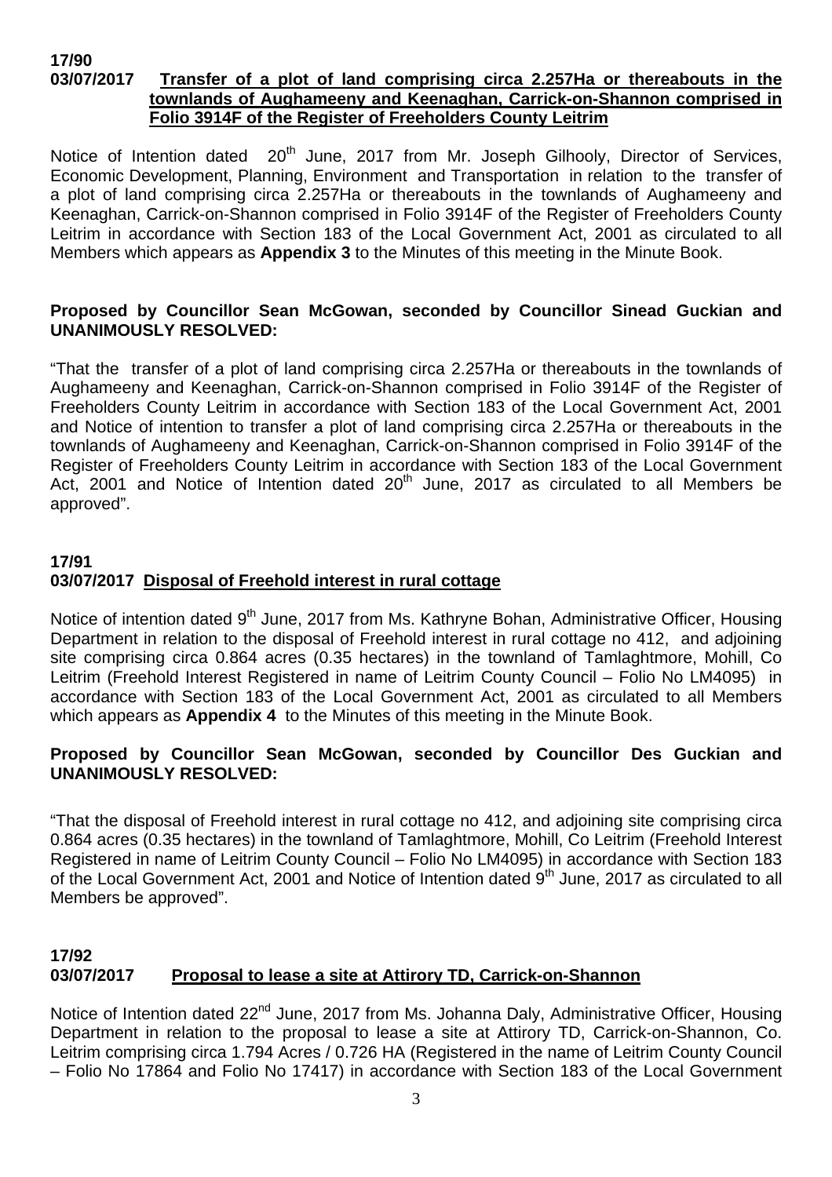**17/90**
**03/07/2017** **Transfer of a plot of land comprising circa 2.257Ha or thereabouts in the townlands of Aughameeny and Keenaghan, Carrick-on-Shannon comprised in Folio 3914F of the Register of Freeholders County Leitrim**

Notice of Intention dated 20th June, 2017 from Mr. Joseph Gilhooly, Director of Services, Economic Development, Planning, Environment and Transportation in relation to the transfer of a plot of land comprising circa 2.257Ha or thereabouts in the townlands of Aughameeny and Keenaghan, Carrick-on-Shannon comprised in Folio 3914F of the Register of Freeholders County Leitrim in accordance with Section 183 of the Local Government Act, 2001 as circulated to all Members which appears as **Appendix 3** to the Minutes of this meeting in the Minute Book.

**Proposed by Councillor Sean McGowan, seconded by Councillor Sinead Guckian and UNANIMOUSLY RESOLVED:**

"That the transfer of a plot of land comprising circa 2.257Ha or thereabouts in the townlands of Aughameeny and Keenaghan, Carrick-on-Shannon comprised in Folio 3914F of the Register of Freeholders County Leitrim in accordance with Section 183 of the Local Government Act, 2001 and Notice of intention to transfer a plot of land comprising circa 2.257Ha or thereabouts in the townlands of Aughameeny and Keenaghan, Carrick-on-Shannon comprised in Folio 3914F of the Register of Freeholders County Leitrim in accordance with Section 183 of the Local Government Act, 2001 and Notice of Intention dated 20th June, 2017 as circulated to all Members be approved".

**17/91**
**03/07/2017** **Disposal of Freehold interest in rural cottage**

Notice of intention dated 9th June, 2017 from Ms. Kathryne Bohan, Administrative Officer, Housing Department in relation to the disposal of Freehold interest in rural cottage no 412, and adjoining site comprising circa 0.864 acres (0.35 hectares) in the townland of Tamlaghtmore, Mohill, Co Leitrim (Freehold Interest Registered in name of Leitrim County Council – Folio No LM4095) in accordance with Section 183 of the Local Government Act, 2001 as circulated to all Members which appears as **Appendix 4** to the Minutes of this meeting in the Minute Book.

**Proposed by Councillor Sean McGowan, seconded by Councillor Des Guckian and UNANIMOUSLY RESOLVED:**

"That the disposal of Freehold interest in rural cottage no 412, and adjoining site comprising circa 0.864 acres (0.35 hectares) in the townland of Tamlaghtmore, Mohill, Co Leitrim (Freehold Interest Registered in name of Leitrim County Council – Folio No LM4095) in accordance with Section 183 of the Local Government Act, 2001 and Notice of Intention dated 9th June, 2017 as circulated to all Members be approved".

**17/92**
**03/07/2017** **Proposal to lease a site at Attirory TD, Carrick-on-Shannon**

Notice of Intention dated 22nd June, 2017 from Ms. Johanna Daly, Administrative Officer, Housing Department in relation to the proposal to lease a site at Attirory TD, Carrick-on-Shannon, Co. Leitrim comprising circa 1.794 Acres / 0.726 HA (Registered in the name of Leitrim County Council – Folio No 17864 and Folio No 17417) in accordance with Section 183 of the Local Government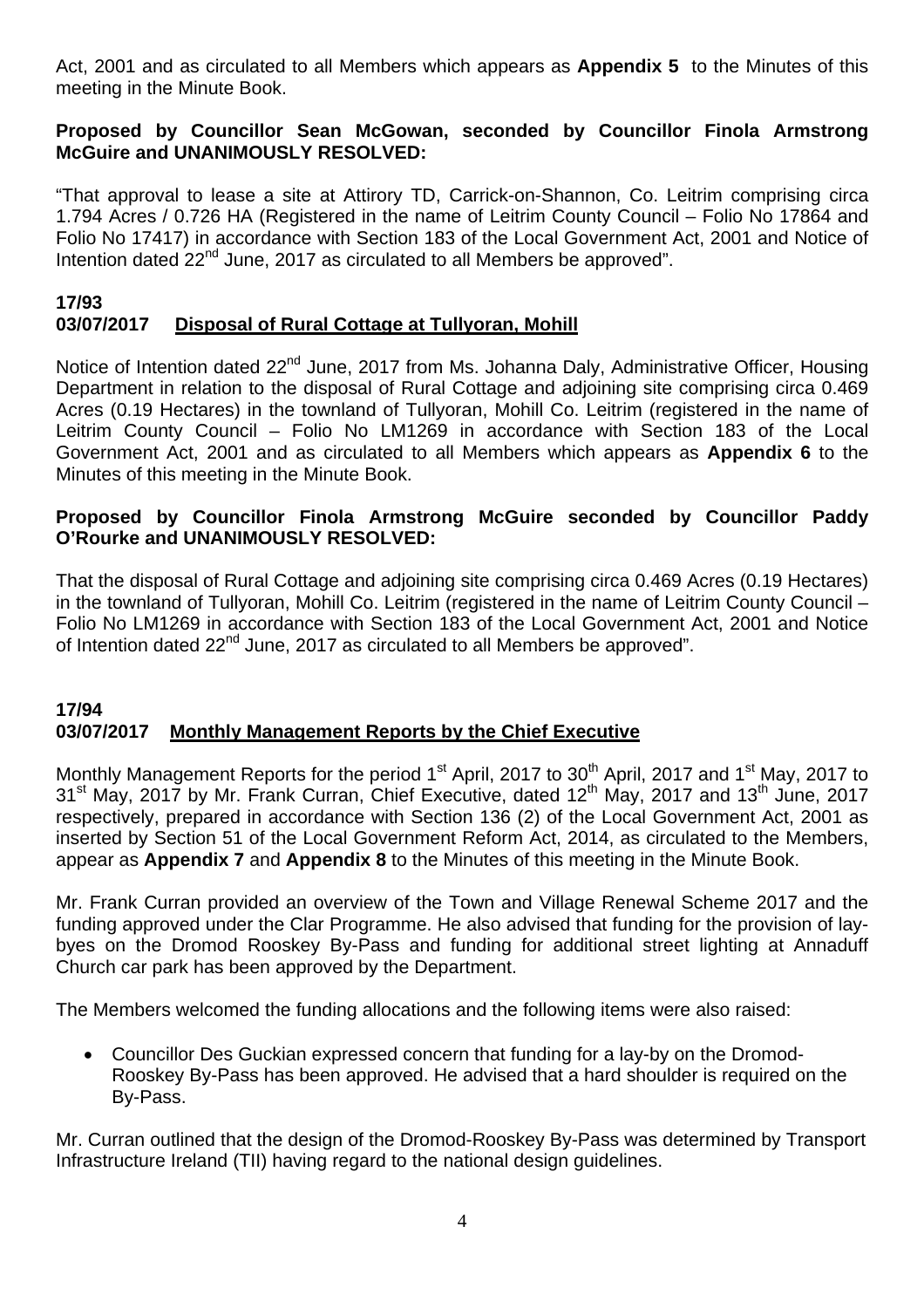Act, 2001 and as circulated to all Members which appears as **Appendix 5** to the Minutes of this meeting in the Minute Book.

**Proposed by Councillor Sean McGowan, seconded by Councillor Finola Armstrong McGuire and UNANIMOUSLY RESOLVED:**

"That approval to lease a site at Attirory TD, Carrick-on-Shannon, Co. Leitrim comprising circa 1.794 Acres / 0.726 HA (Registered in the name of Leitrim County Council – Folio No 17864 and Folio No 17417) in accordance with Section 183 of the Local Government Act, 2001 and Notice of Intention dated 22nd June, 2017 as circulated to all Members be approved".

**17/93**
**03/07/2017** **Disposal of Rural Cottage at Tullyoran, Mohill**

Notice of Intention dated 22nd June, 2017 from Ms. Johanna Daly, Administrative Officer, Housing Department in relation to the disposal of Rural Cottage and adjoining site comprising circa 0.469 Acres (0.19 Hectares) in the townland of Tullyoran, Mohill Co. Leitrim (registered in the name of Leitrim County Council – Folio No LM1269 in accordance with Section 183 of the Local Government Act, 2001 and as circulated to all Members which appears as **Appendix 6** to the Minutes of this meeting in the Minute Book.

**Proposed by Councillor Finola Armstrong McGuire seconded by Councillor Paddy O'Rourke and UNANIMOUSLY RESOLVED:**

That the disposal of Rural Cottage and adjoining site comprising circa 0.469 Acres (0.19 Hectares) in the townland of Tullyoran, Mohill Co. Leitrim (registered in the name of Leitrim County Council – Folio No LM1269 in accordance with Section 183 of the Local Government Act, 2001 and Notice of Intention dated 22nd June, 2017 as circulated to all Members be approved".

**17/94**
**03/07/2017** **Monthly Management Reports by the Chief Executive**

Monthly Management Reports for the period 1st April, 2017 to 30th April, 2017 and 1st May, 2017 to 31st May, 2017 by Mr. Frank Curran, Chief Executive, dated 12th May, 2017 and 13th June, 2017 respectively, prepared in accordance with Section 136 (2) of the Local Government Act, 2001 as inserted by Section 51 of the Local Government Reform Act, 2014, as circulated to the Members, appear as **Appendix 7** and **Appendix 8** to the Minutes of this meeting in the Minute Book.

Mr. Frank Curran provided an overview of the Town and Village Renewal Scheme 2017 and the funding approved under the Clar Programme. He also advised that funding for the provision of lay-byes on the Dromod Rooskey By-Pass and funding for additional street lighting at Annaduff Church car park has been approved by the Department.

The Members welcomed the funding allocations and the following items were also raised:

- Councillor Des Guckian expressed concern that funding for a lay-by on the Dromod-Rooskey By-Pass has been approved. He advised that a hard shoulder is required on the By-Pass.

Mr. Curran outlined that the design of the Dromod-Rooskey By-Pass was determined by Transport Infrastructure Ireland (TII) having regard to the national design guidelines.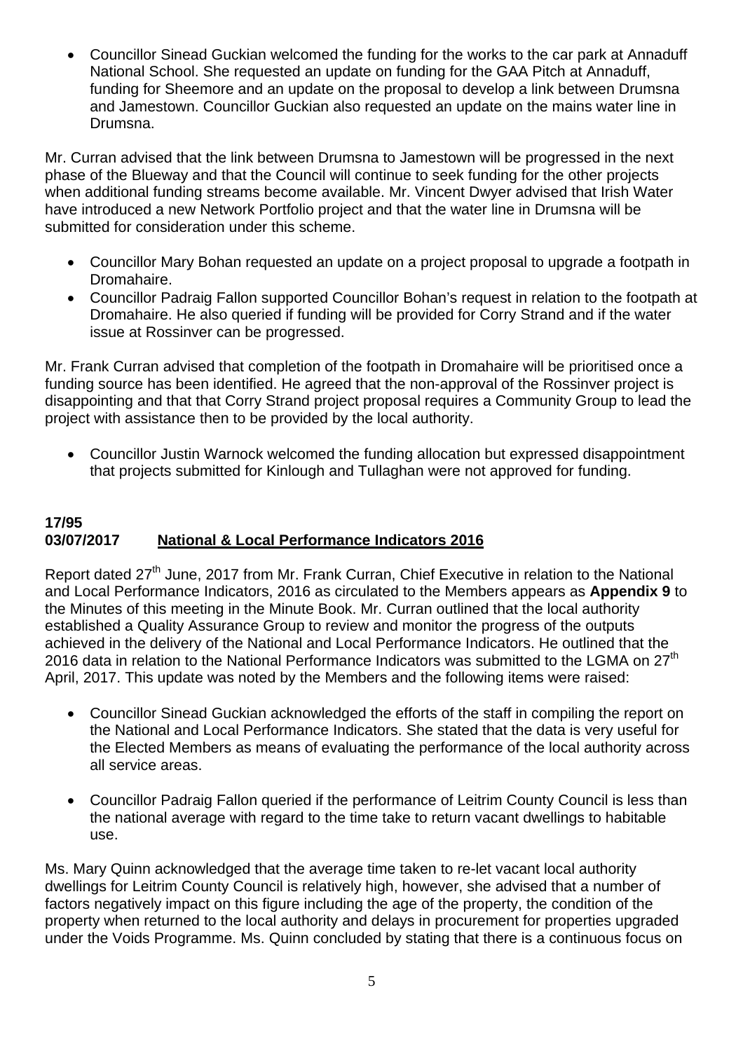- Councillor Sinead Guckian welcomed the funding for the works to the car park at Annaduff National School. She requested an update on funding for the GAA Pitch at Annaduff, funding for Sheemore and an update on the proposal to develop a link between Drumsna and Jamestown. Councillor Guckian also requested an update on the mains water line in Drumsna.

Mr. Curran advised that the link between Drumsna to Jamestown will be progressed in the next phase of the Blueway and that the Council will continue to seek funding for the other projects when additional funding streams become available. Mr. Vincent Dwyer advised that Irish Water have introduced a new Network Portfolio project and that the water line in Drumsna will be submitted for consideration under this scheme.

- Councillor Mary Bohan requested an update on a project proposal to upgrade a footpath in Dromahaire.
- Councillor Padraig Fallon supported Councillor Bohan's request in relation to the footpath at Dromahaire. He also queried if funding will be provided for Corry Strand and if the water issue at Rossinver can be progressed.

Mr. Frank Curran advised that completion of the footpath in Dromahaire will be prioritised once a funding source has been identified. He agreed that the non-approval of the Rossinver project is disappointing and that that Corry Strand project proposal requires a Community Group to lead the project with assistance then to be provided by the local authority.

- Councillor Justin Warnock welcomed the funding allocation but expressed disappointment that projects submitted for Kinlough and Tullaghan were not approved for funding.

**17/95**
**03/07/2017** **National & Local Performance Indicators 2016**

Report dated 27th June, 2017 from Mr. Frank Curran, Chief Executive in relation to the National and Local Performance Indicators, 2016 as circulated to the Members appears as **Appendix 9** to the Minutes of this meeting in the Minute Book. Mr. Curran outlined that the local authority established a Quality Assurance Group to review and monitor the progress of the outputs achieved in the delivery of the National and Local Performance Indicators. He outlined that the 2016 data in relation to the National Performance Indicators was submitted to the LGMA on 27th April, 2017. This update was noted by the Members and the following items were raised:

- Councillor Sinead Guckian acknowledged the efforts of the staff in compiling the report on the National and Local Performance Indicators. She stated that the data is very useful for the Elected Members as means of evaluating the performance of the local authority across all service areas.

- Councillor Padraig Fallon queried if the performance of Leitrim County Council is less than the national average with regard to the time take to return vacant dwellings to habitable use.

Ms. Mary Quinn acknowledged that the average time taken to re-let vacant local authority dwellings for Leitrim County Council is relatively high, however, she advised that a number of factors negatively impact on this figure including the age of the property, the condition of the property when returned to the local authority and delays in procurement for properties upgraded under the Voids Programme. Ms. Quinn concluded by stating that there is a continuous focus on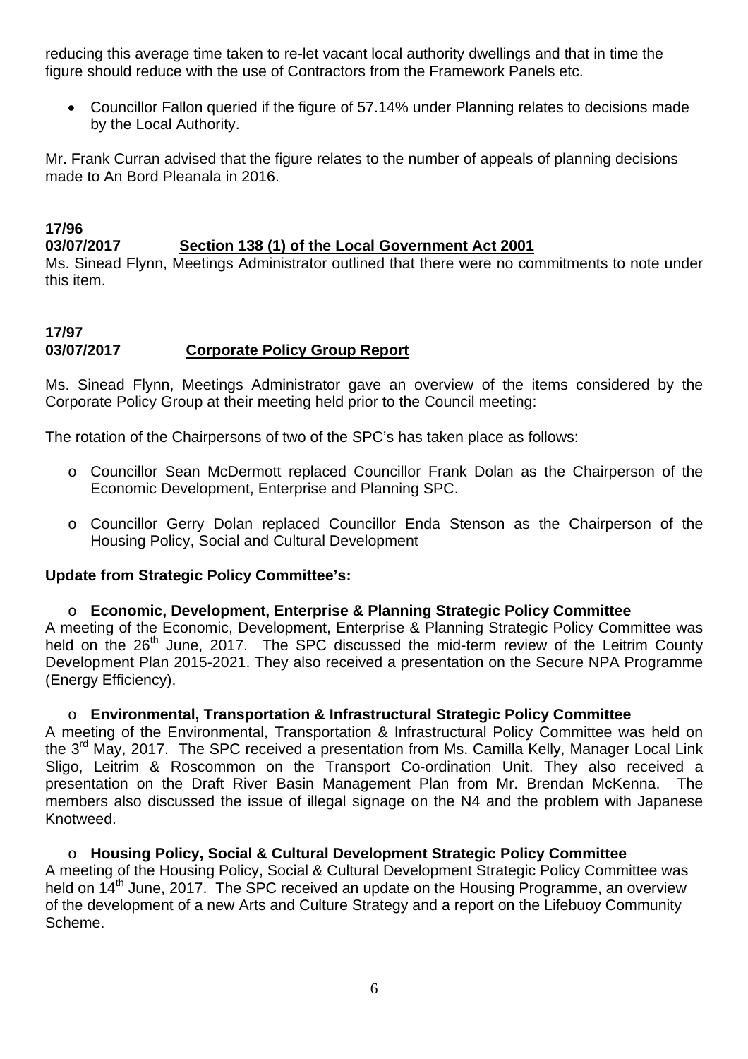reducing this average time taken to re-let vacant local authority dwellings and that in time the figure should reduce with the use of Contractors from the Framework Panels etc.

- Councillor Fallon queried if the figure of 57.14% under Planning relates to decisions made by the Local Authority.

Mr. Frank Curran advised that the figure relates to the number of appeals of planning decisions made to An Bord Pleanala in 2016.

**17/96**
**03/07/2017** **Section 138 (1) of the Local Government Act 2001**

Ms. Sinead Flynn, Meetings Administrator outlined that there were no commitments to note under this item.

**17/97**
**03/07/2017** **Corporate Policy Group Report**

Ms. Sinead Flynn, Meetings Administrator gave an overview of the items considered by the Corporate Policy Group at their meeting held prior to the Council meeting:

The rotation of the Chairpersons of two of the SPC's has taken place as follows:

- Councillor Sean McDermott replaced Councillor Frank Dolan as the Chairperson of the Economic Development, Enterprise and Planning SPC.
- Councillor Gerry Dolan replaced Councillor Enda Stenson as the Chairperson of the Housing Policy, Social and Cultural Development

**Update from Strategic Policy Committee's:**

- **Economic, Development, Enterprise & Planning Strategic Policy Committee**

A meeting of the Economic, Development, Enterprise & Planning Strategic Policy Committee was held on the 26th June, 2017. The SPC discussed the mid-term review of the Leitrim County Development Plan 2015-2021. They also received a presentation on the Secure NPA Programme (Energy Efficiency).

- **Environmental, Transportation & Infrastructural Strategic Policy Committee**

A meeting of the Environmental, Transportation & Infrastructural Policy Committee was held on the 3rd May, 2017. The SPC received a presentation from Ms. Camilla Kelly, Manager Local Link Sligo, Leitrim & Roscommon on the Transport Co-ordination Unit. They also received a presentation on the Draft River Basin Management Plan from Mr. Brendan McKenna. The members also discussed the issue of illegal signage on the N4 and the problem with Japanese Knotweed.

- **Housing Policy, Social & Cultural Development Strategic Policy Committee**

A meeting of the Housing Policy, Social & Cultural Development Strategic Policy Committee was held on 14th June, 2017. The SPC received an update on the Housing Programme, an overview of the development of a new Arts and Culture Strategy and a report on the Lifebuoy Community Scheme.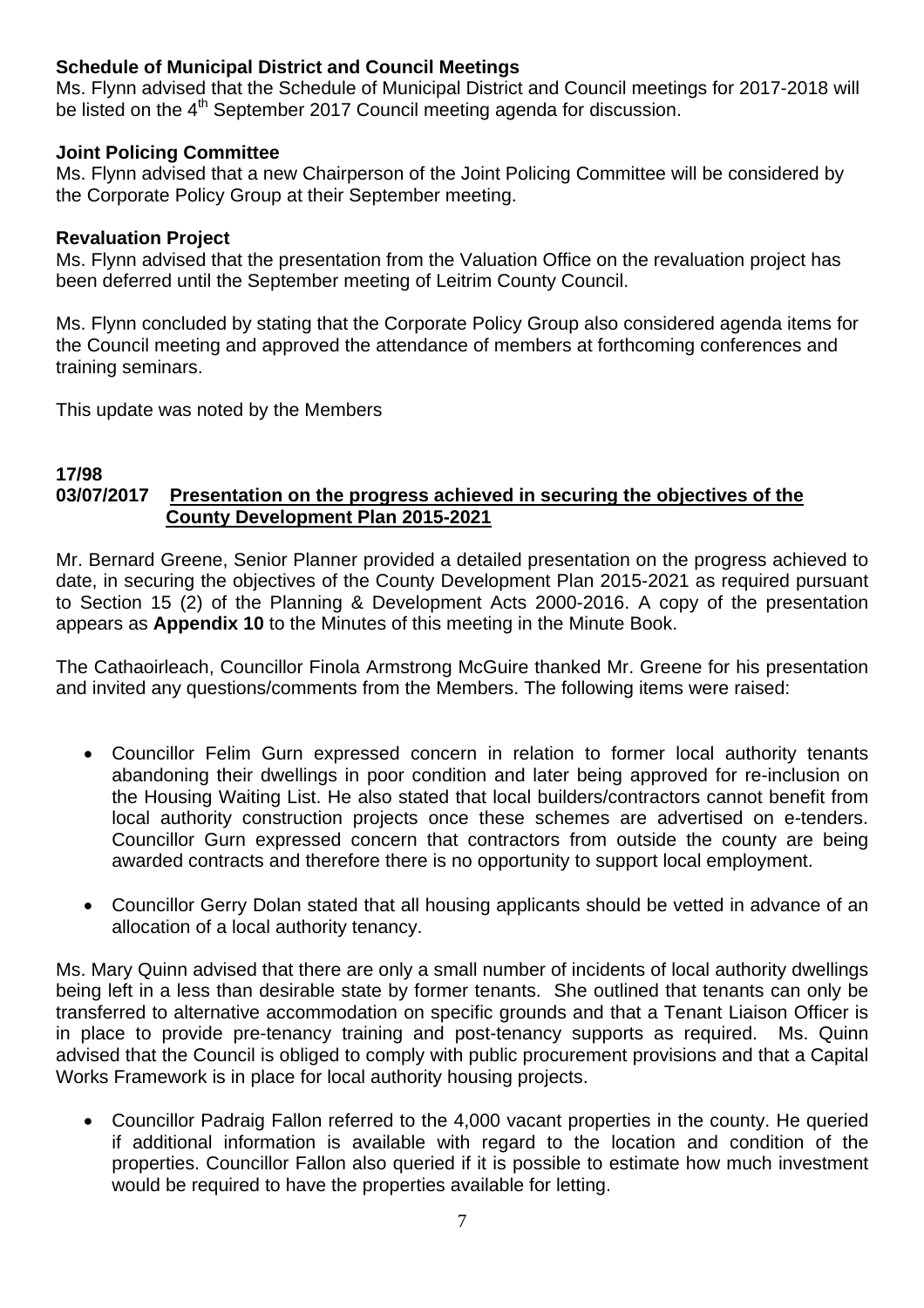**Schedule of Municipal District and Council Meetings**
Ms. Flynn advised that the Schedule of Municipal District and Council meetings for 2017-2018 will be listed on the 4th September 2017 Council meeting agenda for discussion.

**Joint Policing Committee**
Ms. Flynn advised that a new Chairperson of the Joint Policing Committee will be considered by the Corporate Policy Group at their September meeting.

**Revaluation Project**
Ms. Flynn advised that the presentation from the Valuation Office on the revaluation project has been deferred until the September meeting of Leitrim County Council.

Ms. Flynn concluded by stating that the Corporate Policy Group also considered agenda items for the Council meeting and approved the attendance of members at forthcoming conferences and training seminars.

This update was noted by the Members

**17/98**
**03/07/2017** **<u>Presentation on the progress achieved in securing the objectives of the County Development Plan 2015-2021</u>**

Mr. Bernard Greene, Senior Planner provided a detailed presentation on the progress achieved to date, in securing the objectives of the County Development Plan 2015-2021 as required pursuant to Section 15 (2) of the Planning & Development Acts 2000-2016. A copy of the presentation appears as **Appendix 10** to the Minutes of this meeting in the Minute Book.

The Cathaoirleach, Councillor Finola Armstrong McGuire thanked Mr. Greene for his presentation and invited any questions/comments from the Members. The following items were raised:

- Councillor Felim Gurn expressed concern in relation to former local authority tenants abandoning their dwellings in poor condition and later being approved for re-inclusion on the Housing Waiting List. He also stated that local builders/contractors cannot benefit from local authority construction projects once these schemes are advertised on e-tenders. Councillor Gurn expressed concern that contractors from outside the county are being awarded contracts and therefore there is no opportunity to support local employment.

- Councillor Gerry Dolan stated that all housing applicants should be vetted in advance of an allocation of a local authority tenancy.

Ms. Mary Quinn advised that there are only a small number of incidents of local authority dwellings being left in a less than desirable state by former tenants. She outlined that tenants can only be transferred to alternative accommodation on specific grounds and that a Tenant Liaison Officer is in place to provide pre-tenancy training and post-tenancy supports as required. Ms. Quinn advised that the Council is obliged to comply with public procurement provisions and that a Capital Works Framework is in place for local authority housing projects.

- Councillor Padraig Fallon referred to the 4,000 vacant properties in the county. He queried if additional information is available with regard to the location and condition of the properties. Councillor Fallon also queried if it is possible to estimate how much investment would be required to have the properties available for letting.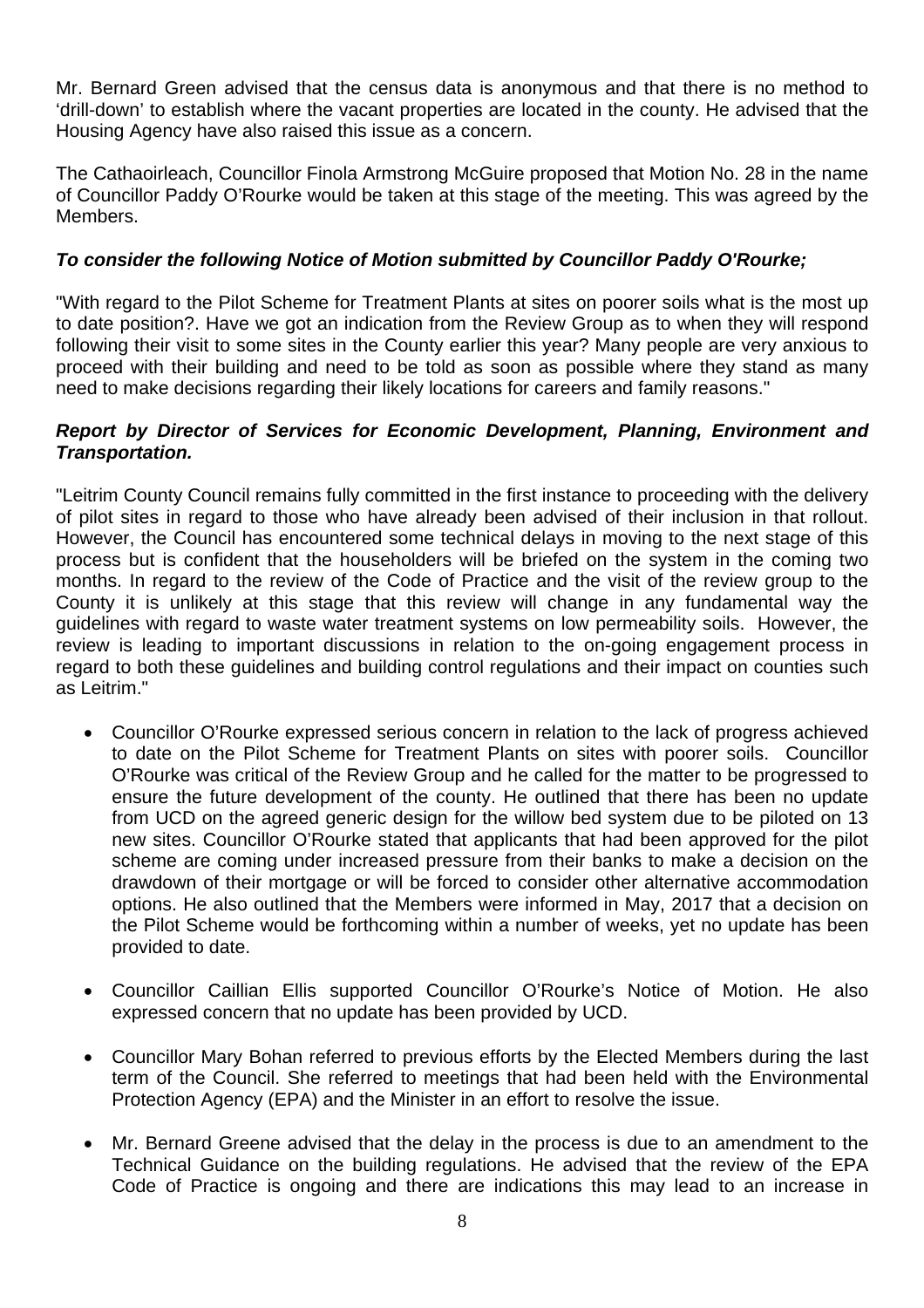Mr. Bernard Green advised that the census data is anonymous and that there is no method to 'drill-down' to establish where the vacant properties are located in the county. He advised that the Housing Agency have also raised this issue as a concern.

The Cathaoirleach, Councillor Finola Armstrong McGuire proposed that Motion No. 28 in the name of Councillor Paddy O'Rourke would be taken at this stage of the meeting. This was agreed by the Members.

***To consider the following Notice of Motion submitted by Councillor Paddy O'Rourke;***

"With regard to the Pilot Scheme for Treatment Plants at sites on poorer soils what is the most up to date position?. Have we got an indication from the Review Group as to when they will respond following their visit to some sites in the County earlier this year? Many people are very anxious to proceed with their building and need to be told as soon as possible where they stand as many need to make decisions regarding their likely locations for careers and family reasons."

***Report by Director of Services for Economic Development, Planning, Environment and Transportation.***

"Leitrim County Council remains fully committed in the first instance to proceeding with the delivery of pilot sites in regard to those who have already been advised of their inclusion in that rollout. However, the Council has encountered some technical delays in moving to the next stage of this process but is confident that the householders will be briefed on the system in the coming two months. In regard to the review of the Code of Practice and the visit of the review group to the County it is unlikely at this stage that this review will change in any fundamental way the guidelines with regard to waste water treatment systems on low permeability soils. However, the review is leading to important discussions in relation to the on-going engagement process in regard to both these guidelines and building control regulations and their impact on counties such as Leitrim."

- Councillor O'Rourke expressed serious concern in relation to the lack of progress achieved to date on the Pilot Scheme for Treatment Plants on sites with poorer soils. Councillor O'Rourke was critical of the Review Group and he called for the matter to be progressed to ensure the future development of the county. He outlined that there has been no update from UCD on the agreed generic design for the willow bed system due to be piloted on 13 new sites. Councillor O'Rourke stated that applicants that had been approved for the pilot scheme are coming under increased pressure from their banks to make a decision on the drawdown of their mortgage or will be forced to consider other alternative accommodation options. He also outlined that the Members were informed in May, 2017 that a decision on the Pilot Scheme would be forthcoming within a number of weeks, yet no update has been provided to date.

- Councillor Caillian Ellis supported Councillor O'Rourke's Notice of Motion. He also expressed concern that no update has been provided by UCD.

- Councillor Mary Bohan referred to previous efforts by the Elected Members during the last term of the Council. She referred to meetings that had been held with the Environmental Protection Agency (EPA) and the Minister in an effort to resolve the issue.

- Mr. Bernard Greene advised that the delay in the process is due to an amendment to the Technical Guidance on the building regulations. He advised that the review of the EPA Code of Practice is ongoing and there are indications this may lead to an increase in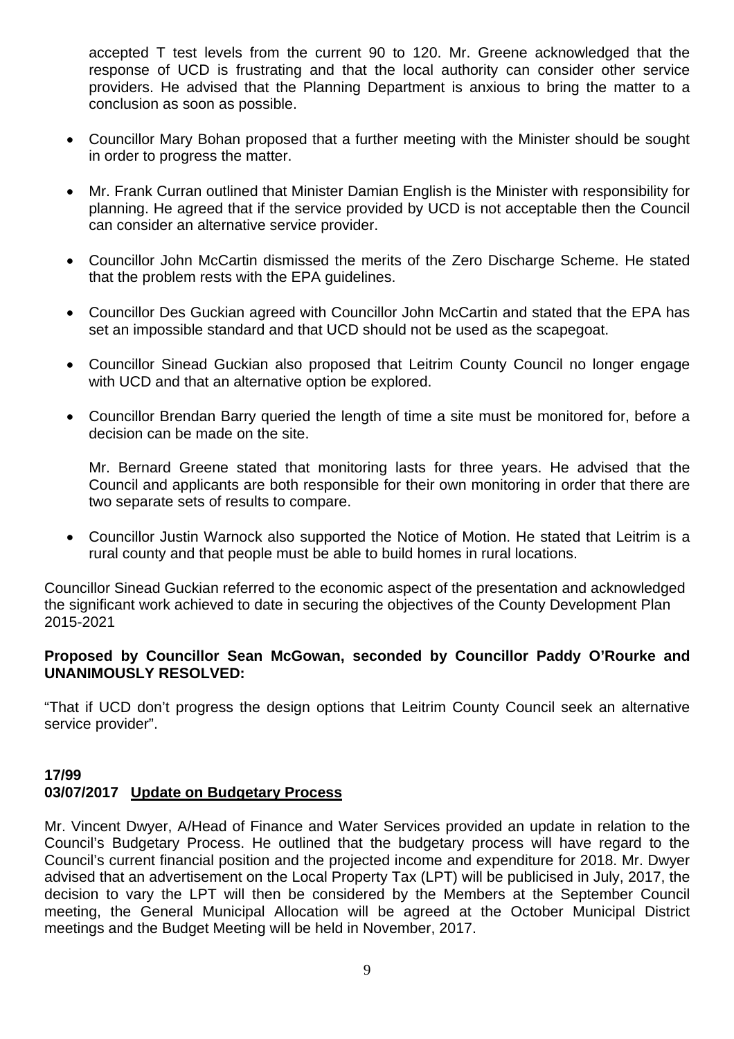accepted T test levels from the current 90 to 120. Mr. Greene acknowledged that the response of UCD is frustrating and that the local authority can consider other service providers. He advised that the Planning Department is anxious to bring the matter to a conclusion as soon as possible.

- Councillor Mary Bohan proposed that a further meeting with the Minister should be sought in order to progress the matter.
- Mr. Frank Curran outlined that Minister Damian English is the Minister with responsibility for planning. He agreed that if the service provided by UCD is not acceptable then the Council can consider an alternative service provider.
- Councillor John McCartin dismissed the merits of the Zero Discharge Scheme. He stated that the problem rests with the EPA guidelines.
- Councillor Des Guckian agreed with Councillor John McCartin and stated that the EPA has set an impossible standard and that UCD should not be used as the scapegoat.
- Councillor Sinead Guckian also proposed that Leitrim County Council no longer engage with UCD and that an alternative option be explored.
- Councillor Brendan Barry queried the length of time a site must be monitored for, before a decision can be made on the site.

  Mr. Bernard Greene stated that monitoring lasts for three years. He advised that the Council and applicants are both responsible for their own monitoring in order that there are two separate sets of results to compare.

- Councillor Justin Warnock also supported the Notice of Motion. He stated that Leitrim is a rural county and that people must be able to build homes in rural locations.

Councillor Sinead Guckian referred to the economic aspect of the presentation and acknowledged the significant work achieved to date in securing the objectives of the County Development Plan 2015-2021

**Proposed by Councillor Sean McGowan, seconded by Councillor Paddy O'Rourke and UNANIMOUSLY RESOLVED:**

"That if UCD don't progress the design options that Leitrim County Council seek an alternative service provider".

**17/99**
**03/07/2017 Update on Budgetary Process**

Mr. Vincent Dwyer, A/Head of Finance and Water Services provided an update in relation to the Council's Budgetary Process. He outlined that the budgetary process will have regard to the Council's current financial position and the projected income and expenditure for 2018. Mr. Dwyer advised that an advertisement on the Local Property Tax (LPT) will be publicised in July, 2017, the decision to vary the LPT will then be considered by the Members at the September Council meeting, the General Municipal Allocation will be agreed at the October Municipal District meetings and the Budget Meeting will be held in November, 2017.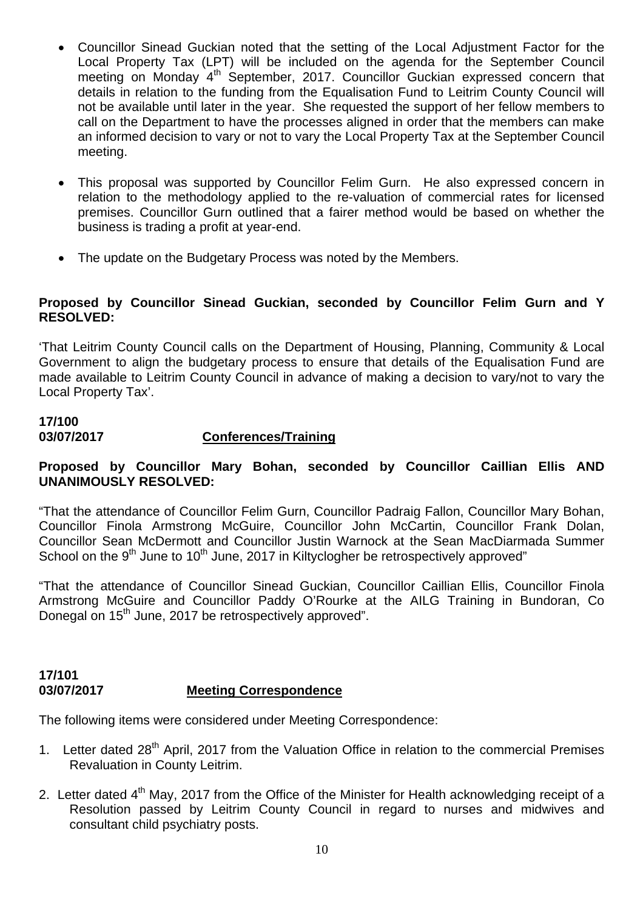- Councillor Sinead Guckian noted that the setting of the Local Adjustment Factor for the Local Property Tax (LPT) will be included on the agenda for the September Council meeting on Monday 4th September, 2017. Councillor Guckian expressed concern that details in relation to the funding from the Equalisation Fund to Leitrim County Council will not be available until later in the year. She requested the support of her fellow members to call on the Department to have the processes aligned in order that the members can make an informed decision to vary or not to vary the Local Property Tax at the September Council meeting.

- This proposal was supported by Councillor Felim Gurn. He also expressed concern in relation to the methodology applied to the re-valuation of commercial rates for licensed premises. Councillor Gurn outlined that a fairer method would be based on whether the business is trading a profit at year-end.

- The update on the Budgetary Process was noted by the Members.

**Proposed by Councillor Sinead Guckian, seconded by Councillor Felim Gurn and Y RESOLVED:**

'That Leitrim County Council calls on the Department of Housing, Planning, Community & Local Government to align the budgetary process to ensure that details of the Equalisation Fund are made available to Leitrim County Council in advance of making a decision to vary/not to vary the Local Property Tax'.

**17/100**
**03/07/2017** **Conferences/Training**

**Proposed by Councillor Mary Bohan, seconded by Councillor Caillian Ellis AND UNANIMOUSLY RESOLVED:**

"That the attendance of Councillor Felim Gurn, Councillor Padraig Fallon, Councillor Mary Bohan, Councillor Finola Armstrong McGuire, Councillor John McCartin, Councillor Frank Dolan, Councillor Sean McDermott and Councillor Justin Warnock at the Sean MacDiarmada Summer School on the 9th June to 10th June, 2017 in Kiltyclogher be retrospectively approved"

"That the attendance of Councillor Sinead Guckian, Councillor Caillian Ellis, Councillor Finola Armstrong McGuire and Councillor Paddy O'Rourke at the AILG Training in Bundoran, Co Donegal on 15th June, 2017 be retrospectively approved".

**17/101**
**03/07/2017** **Meeting Correspondence**

The following items were considered under Meeting Correspondence:

1. Letter dated 28th April, 2017 from the Valuation Office in relation to the commercial Premises Revaluation in County Leitrim.

2. Letter dated 4th May, 2017 from the Office of the Minister for Health acknowledging receipt of a Resolution passed by Leitrim County Council in regard to nurses and midwives and consultant child psychiatry posts.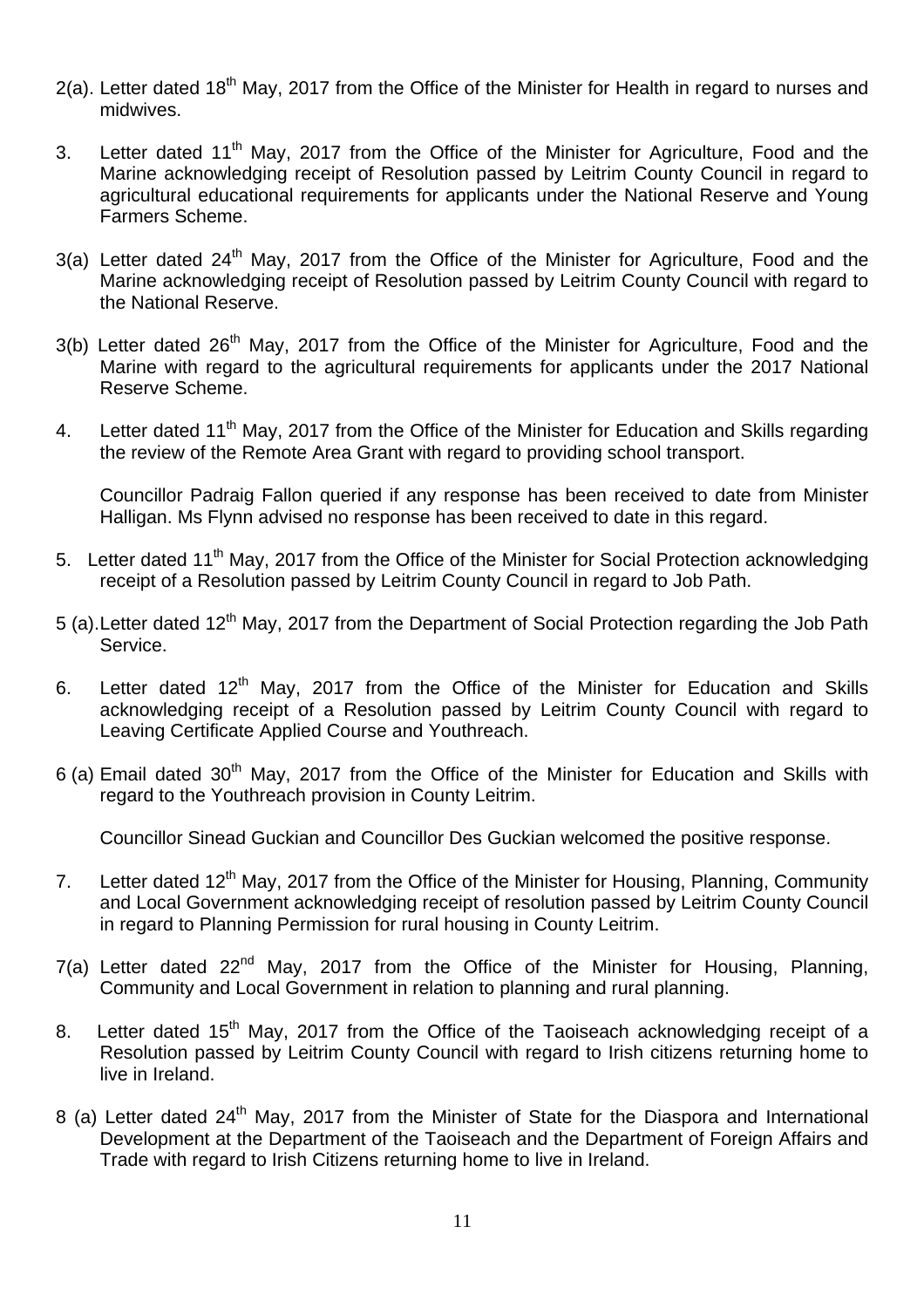2(a). Letter dated 18th May, 2017 from the Office of the Minister for Health in regard to nurses and midwives.

3. Letter dated 11th May, 2017 from the Office of the Minister for Agriculture, Food and the Marine acknowledging receipt of Resolution passed by Leitrim County Council in regard to agricultural educational requirements for applicants under the National Reserve and Young Farmers Scheme.

3(a) Letter dated 24th May, 2017 from the Office of the Minister for Agriculture, Food and the Marine acknowledging receipt of Resolution passed by Leitrim County Council with regard to the National Reserve.

3(b) Letter dated 26th May, 2017 from the Office of the Minister for Agriculture, Food and the Marine with regard to the agricultural requirements for applicants under the 2017 National Reserve Scheme.

4. Letter dated 11th May, 2017 from the Office of the Minister for Education and Skills regarding the review of the Remote Area Grant with regard to providing school transport.

   Councillor Padraig Fallon queried if any response has been received to date from Minister Halligan. Ms Flynn advised no response has been received to date in this regard.

5. Letter dated 11th May, 2017 from the Office of the Minister for Social Protection acknowledging receipt of a Resolution passed by Leitrim County Council in regard to Job Path.

5 (a). Letter dated 12th May, 2017 from the Department of Social Protection regarding the Job Path Service.

6. Letter dated 12th May, 2017 from the Office of the Minister for Education and Skills acknowledging receipt of a Resolution passed by Leitrim County Council with regard to Leaving Certificate Applied Course and Youthreach.

6 (a) Email dated 30th May, 2017 from the Office of the Minister for Education and Skills with regard to the Youthreach provision in County Leitrim.

   Councillor Sinead Guckian and Councillor Des Guckian welcomed the positive response.

7. Letter dated 12th May, 2017 from the Office of the Minister for Housing, Planning, Community and Local Government acknowledging receipt of resolution passed by Leitrim County Council in regard to Planning Permission for rural housing in County Leitrim.

7(a) Letter dated 22nd May, 2017 from the Office of the Minister for Housing, Planning, Community and Local Government in relation to planning and rural planning.

8. Letter dated 15th May, 2017 from the Office of the Taoiseach acknowledging receipt of a Resolution passed by Leitrim County Council with regard to Irish citizens returning home to live in Ireland.

8 (a) Letter dated 24th May, 2017 from the Minister of State for the Diaspora and International Development at the Department of the Taoiseach and the Department of Foreign Affairs and Trade with regard to Irish Citizens returning home to live in Ireland.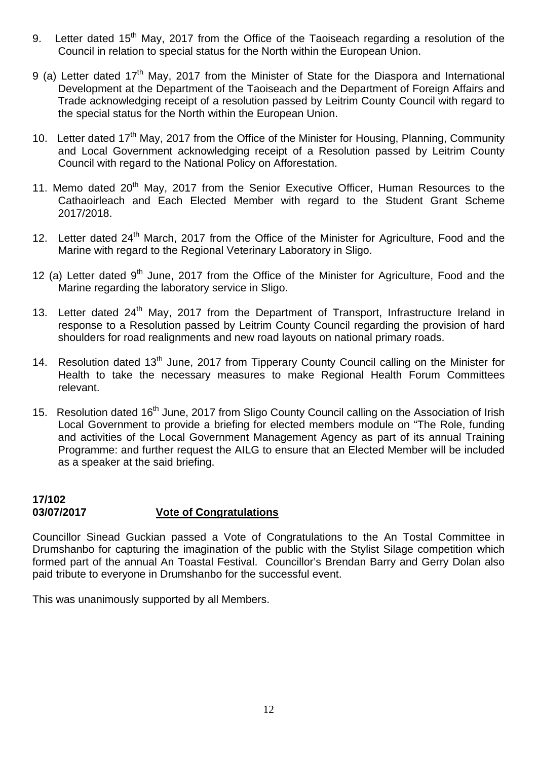9. Letter dated 15th May, 2017 from the Office of the Taoiseach regarding a resolution of the Council in relation to special status for the North within the European Union.

9 (a) Letter dated 17th May, 2017 from the Minister of State for the Diaspora and International Development at the Department of the Taoiseach and the Department of Foreign Affairs and Trade acknowledging receipt of a resolution passed by Leitrim County Council with regard to the special status for the North within the European Union.

10. Letter dated 17th May, 2017 from the Office of the Minister for Housing, Planning, Community and Local Government acknowledging receipt of a Resolution passed by Leitrim County Council with regard to the National Policy on Afforestation.

11. Memo dated 20th May, 2017 from the Senior Executive Officer, Human Resources to the Cathaoirleach and Each Elected Member with regard to the Student Grant Scheme 2017/2018.

12. Letter dated 24th March, 2017 from the Office of the Minister for Agriculture, Food and the Marine with regard to the Regional Veterinary Laboratory in Sligo.

12 (a) Letter dated 9th June, 2017 from the Office of the Minister for Agriculture, Food and the Marine regarding the laboratory service in Sligo.

13. Letter dated 24th May, 2017 from the Department of Transport, Infrastructure Ireland in response to a Resolution passed by Leitrim County Council regarding the provision of hard shoulders for road realignments and new road layouts on national primary roads.

14. Resolution dated 13th June, 2017 from Tipperary County Council calling on the Minister for Health to take the necessary measures to make Regional Health Forum Committees relevant.

15. Resolution dated 16th June, 2017 from Sligo County Council calling on the Association of Irish Local Government to provide a briefing for elected members module on "The Role, funding and activities of the Local Government Management Agency as part of its annual Training Programme: and further request the AILG to ensure that an Elected Member will be included as a speaker at the said briefing.

**17/102**
**03/07/2017** **Vote of Congratulations**

Councillor Sinead Guckian passed a Vote of Congratulations to the An Tostal Committee in Drumshanbo for capturing the imagination of the public with the Stylist Silage competition which formed part of the annual An Toastal Festival. Councillor's Brendan Barry and Gerry Dolan also paid tribute to everyone in Drumshanbo for the successful event.

This was unanimously supported by all Members.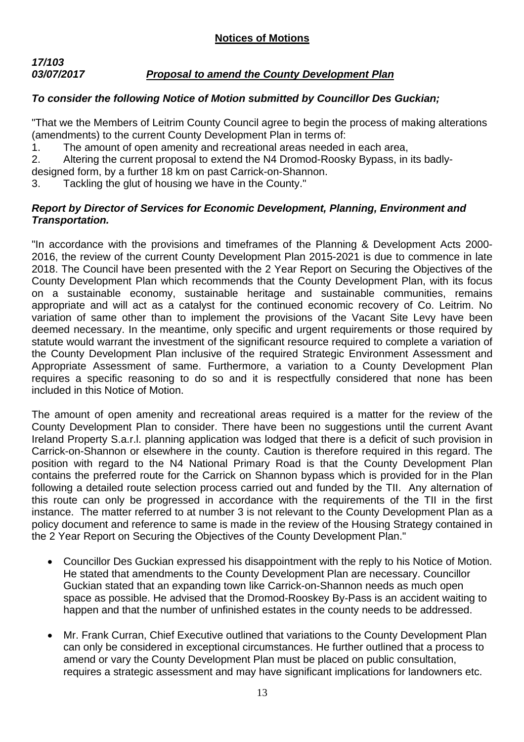## Notices of Motions

***17/103***
***03/07/2017*** ***Proposal to amend the County Development Plan***

***To consider the following Notice of Motion submitted by Councillor Des Guckian;***

"That we the Members of Leitrim County Council agree to begin the process of making alterations (amendments) to the current County Development Plan in terms of:

1. The amount of open amenity and recreational areas needed in each area,
2. Altering the current proposal to extend the N4 Dromod-Roosky Bypass, in its badly-designed form, by a further 18 km on past Carrick-on-Shannon.
3. Tackling the glut of housing we have in the County."

***Report by Director of Services for Economic Development, Planning, Environment and Transportation.***

"In accordance with the provisions and timeframes of the Planning & Development Acts 2000-2016, the review of the current County Development Plan 2015-2021 is due to commence in late 2018. The Council have been presented with the 2 Year Report on Securing the Objectives of the County Development Plan which recommends that the County Development Plan, with its focus on a sustainable economy, sustainable heritage and sustainable communities, remains appropriate and will act as a catalyst for the continued economic recovery of Co. Leitrim. No variation of same other than to implement the provisions of the Vacant Site Levy have been deemed necessary. In the meantime, only specific and urgent requirements or those required by statute would warrant the investment of the significant resource required to complete a variation of the County Development Plan inclusive of the required Strategic Environment Assessment and Appropriate Assessment of same. Furthermore, a variation to a County Development Plan requires a specific reasoning to do so and it is respectfully considered that none has been included in this Notice of Motion.

The amount of open amenity and recreational areas required is a matter for the review of the County Development Plan to consider. There have been no suggestions until the current Avant Ireland Property S.a.r.l. planning application was lodged that there is a deficit of such provision in Carrick-on-Shannon or elsewhere in the county. Caution is therefore required in this regard. The position with regard to the N4 National Primary Road is that the County Development Plan contains the preferred route for the Carrick on Shannon bypass which is provided for in the Plan following a detailed route selection process carried out and funded by the TII. Any alternation of this route can only be progressed in accordance with the requirements of the TII in the first instance. The matter referred to at number 3 is not relevant to the County Development Plan as a policy document and reference to same is made in the review of the Housing Strategy contained in the 2 Year Report on Securing the Objectives of the County Development Plan."

- Councillor Des Guckian expressed his disappointment with the reply to his Notice of Motion. He stated that amendments to the County Development Plan are necessary. Councillor Guckian stated that an expanding town like Carrick-on-Shannon needs as much open space as possible. He advised that the Dromod-Rooskey By-Pass is an accident waiting to happen and that the number of unfinished estates in the county needs to be addressed.

- Mr. Frank Curran, Chief Executive outlined that variations to the County Development Plan can only be considered in exceptional circumstances. He further outlined that a process to amend or vary the County Development Plan must be placed on public consultation, requires a strategic assessment and may have significant implications for landowners etc.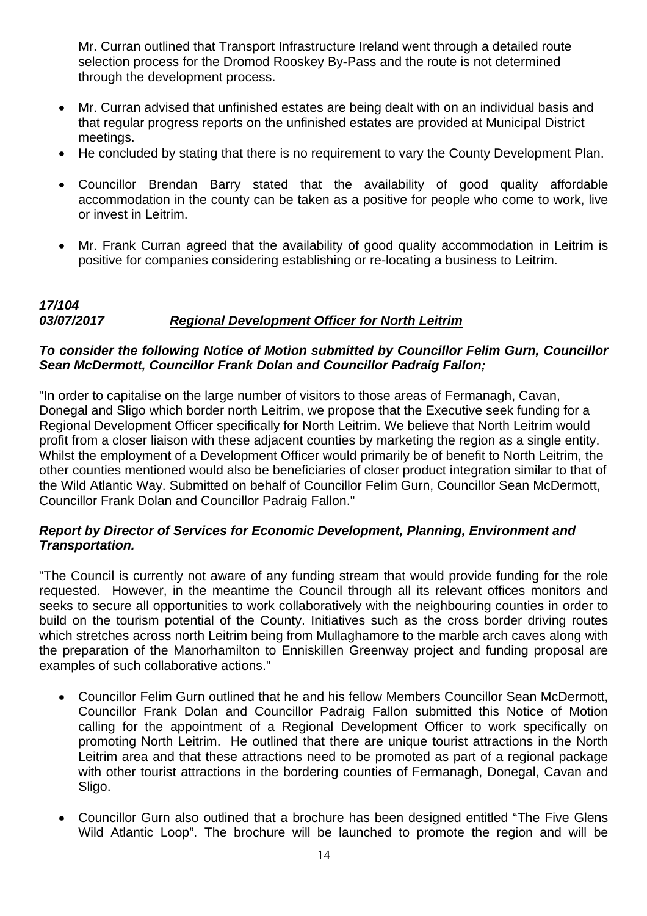Mr. Curran outlined that Transport Infrastructure Ireland went through a detailed route selection process for the Dromod Rooskey By-Pass and the route is not determined through the development process.

- Mr. Curran advised that unfinished estates are being dealt with on an individual basis and that regular progress reports on the unfinished estates are provided at Municipal District meetings.
- He concluded by stating that there is no requirement to vary the County Development Plan.

- Councillor Brendan Barry stated that the availability of good quality affordable accommodation in the county can be taken as a positive for people who come to work, live or invest in Leitrim.

- Mr. Frank Curran agreed that the availability of good quality accommodation in Leitrim is positive for companies considering establishing or re-locating a business to Leitrim.

### *17/104*
### *03/07/2017* ***Regional Development Officer for North Leitrim***

***To consider the following Notice of Motion submitted by Councillor Felim Gurn, Councillor Sean McDermott, Councillor Frank Dolan and Councillor Padraig Fallon;***

"In order to capitalise on the large number of visitors to those areas of Fermanagh, Cavan, Donegal and Sligo which border north Leitrim, we propose that the Executive seek funding for a Regional Development Officer specifically for North Leitrim. We believe that North Leitrim would profit from a closer liaison with these adjacent counties by marketing the region as a single entity. Whilst the employment of a Development Officer would primarily be of benefit to North Leitrim, the other counties mentioned would also be beneficiaries of closer product integration similar to that of the Wild Atlantic Way. Submitted on behalf of Councillor Felim Gurn, Councillor Sean McDermott, Councillor Frank Dolan and Councillor Padraig Fallon."

***Report by Director of Services for Economic Development, Planning, Environment and Transportation.***

"The Council is currently not aware of any funding stream that would provide funding for the role requested. However, in the meantime the Council through all its relevant offices monitors and seeks to secure all opportunities to work collaboratively with the neighbouring counties in order to build on the tourism potential of the County. Initiatives such as the cross border driving routes which stretches across north Leitrim being from Mullaghamore to the marble arch caves along with the preparation of the Manorhamilton to Enniskillen Greenway project and funding proposal are examples of such collaborative actions."

- Councillor Felim Gurn outlined that he and his fellow Members Councillor Sean McDermott, Councillor Frank Dolan and Councillor Padraig Fallon submitted this Notice of Motion calling for the appointment of a Regional Development Officer to work specifically on promoting North Leitrim. He outlined that there are unique tourist attractions in the North Leitrim area and that these attractions need to be promoted as part of a regional package with other tourist attractions in the bordering counties of Fermanagh, Donegal, Cavan and Sligo.

- Councillor Gurn also outlined that a brochure has been designed entitled "The Five Glens Wild Atlantic Loop". The brochure will be launched to promote the region and will be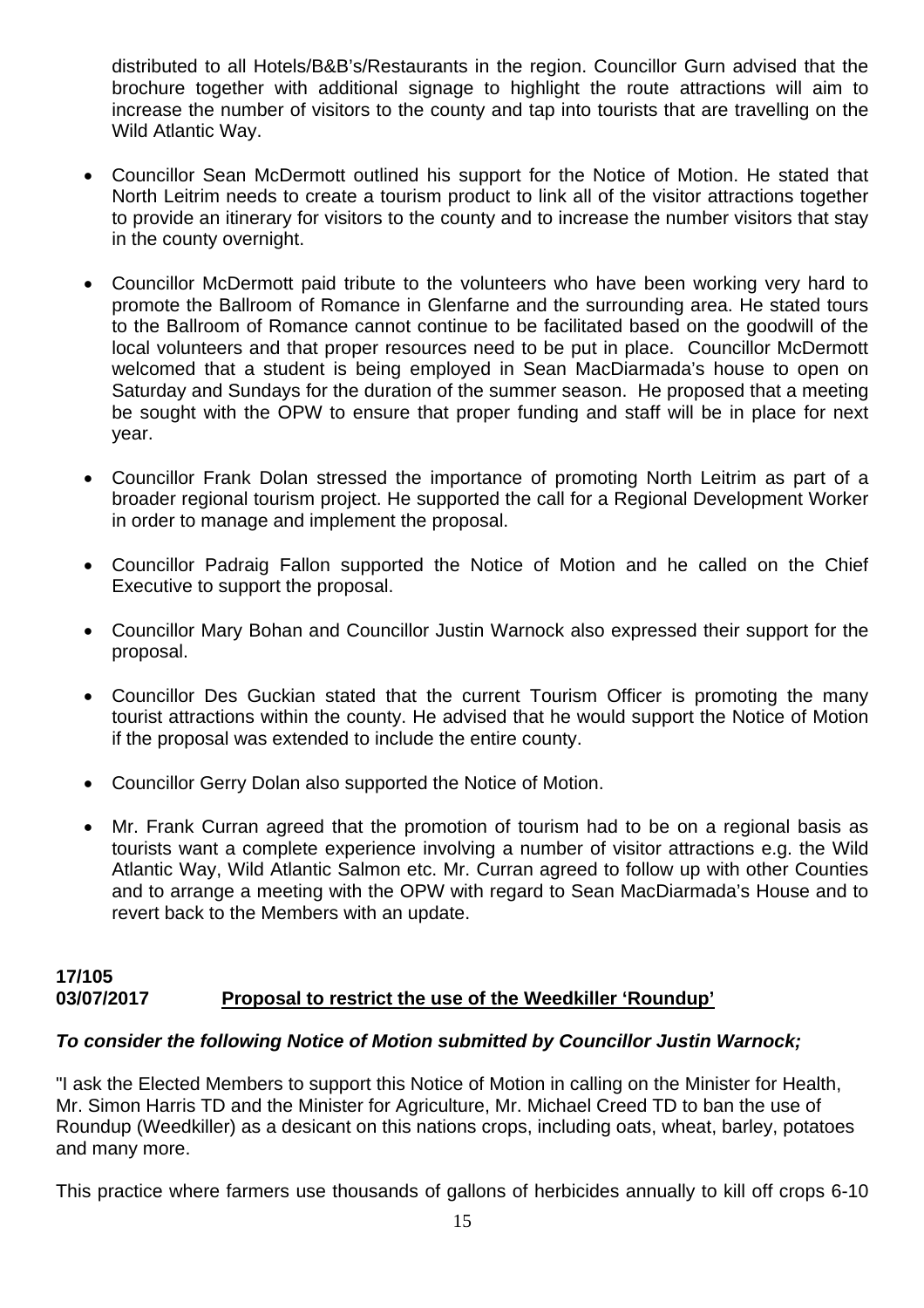distributed to all Hotels/B&B's/Restaurants in the region. Councillor Gurn advised that the brochure together with additional signage to highlight the route attractions will aim to increase the number of visitors to the county and tap into tourists that are travelling on the Wild Atlantic Way.

- Councillor Sean McDermott outlined his support for the Notice of Motion. He stated that North Leitrim needs to create a tourism product to link all of the visitor attractions together to provide an itinerary for visitors to the county and to increase the number visitors that stay in the county overnight.

- Councillor McDermott paid tribute to the volunteers who have been working very hard to promote the Ballroom of Romance in Glenfarne and the surrounding area. He stated tours to the Ballroom of Romance cannot continue to be facilitated based on the goodwill of the local volunteers and that proper resources need to be put in place. Councillor McDermott welcomed that a student is being employed in Sean MacDiarmada's house to open on Saturday and Sundays for the duration of the summer season. He proposed that a meeting be sought with the OPW to ensure that proper funding and staff will be in place for next year.

- Councillor Frank Dolan stressed the importance of promoting North Leitrim as part of a broader regional tourism project. He supported the call for a Regional Development Worker in order to manage and implement the proposal.

- Councillor Padraig Fallon supported the Notice of Motion and he called on the Chief Executive to support the proposal.

- Councillor Mary Bohan and Councillor Justin Warnock also expressed their support for the proposal.

- Councillor Des Guckian stated that the current Tourism Officer is promoting the many tourist attractions within the county. He advised that he would support the Notice of Motion if the proposal was extended to include the entire county.

- Councillor Gerry Dolan also supported the Notice of Motion.

- Mr. Frank Curran agreed that the promotion of tourism had to be on a regional basis as tourists want a complete experience involving a number of visitor attractions e.g. the Wild Atlantic Way, Wild Atlantic Salmon etc. Mr. Curran agreed to follow up with other Counties and to arrange a meeting with the OPW with regard to Sean MacDiarmada's House and to revert back to the Members with an update.

**17/105**
**03/07/2017** **<u>Proposal to restrict the use of the Weedkiller 'Roundup'</u>**

***To consider the following Notice of Motion submitted by Councillor Justin Warnock;***

"I ask the Elected Members to support this Notice of Motion in calling on the Minister for Health, Mr. Simon Harris TD and the Minister for Agriculture, Mr. Michael Creed TD to ban the use of Roundup (Weedkiller) as a desicant on this nations crops, including oats, wheat, barley, potatoes and many more.

This practice where farmers use thousands of gallons of herbicides annually to kill off crops 6-10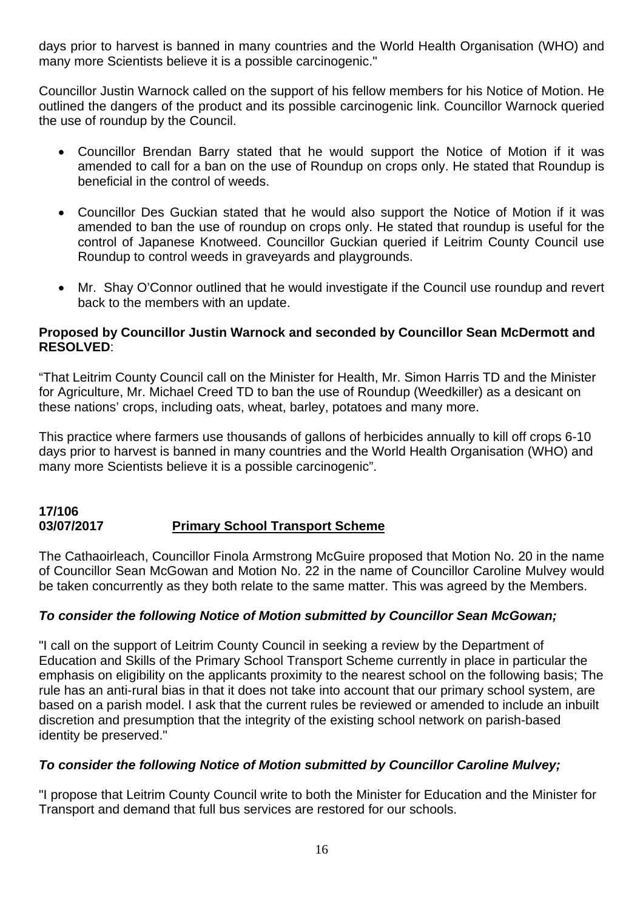days prior to harvest is banned in many countries and the World Health Organisation (WHO) and many more Scientists believe it is a possible carcinogenic."

Councillor Justin Warnock called on the support of his fellow members for his Notice of Motion. He outlined the dangers of the product and its possible carcinogenic link. Councillor Warnock queried the use of roundup by the Council.

- Councillor Brendan Barry stated that he would support the Notice of Motion if it was amended to call for a ban on the use of Roundup on crops only. He stated that Roundup is beneficial in the control of weeds.

- Councillor Des Guckian stated that he would also support the Notice of Motion if it was amended to ban the use of roundup on crops only. He stated that roundup is useful for the control of Japanese Knotweed. Councillor Guckian queried if Leitrim County Council use Roundup to control weeds in graveyards and playgrounds.

- Mr. Shay O'Connor outlined that he would investigate if the Council use roundup and revert back to the members with an update.

**Proposed by Councillor Justin Warnock and seconded by Councillor Sean McDermott and RESOLVED**:

"That Leitrim County Council call on the Minister for Health, Mr. Simon Harris TD and the Minister for Agriculture, Mr. Michael Creed TD to ban the use of Roundup (Weedkiller) as a desicant on these nations' crops, including oats, wheat, barley, potatoes and many more.

This practice where farmers use thousands of gallons of herbicides annually to kill off crops 6-10 days prior to harvest is banned in many countries and the World Health Organisation (WHO) and many more Scientists believe it is a possible carcinogenic".

**17/106**
**03/07/2017** **Primary School Transport Scheme**

The Cathaoirleach, Councillor Finola Armstrong McGuire proposed that Motion No. 20 in the name of Councillor Sean McGowan and Motion No. 22 in the name of Councillor Caroline Mulvey would be taken concurrently as they both relate to the same matter. This was agreed by the Members.

***To consider the following Notice of Motion submitted by Councillor Sean McGowan;***

"I call on the support of Leitrim County Council in seeking a review by the Department of Education and Skills of the Primary School Transport Scheme currently in place in particular the emphasis on eligibility on the applicants proximity to the nearest school on the following basis; The rule has an anti-rural bias in that it does not take into account that our primary school system, are based on a parish model. I ask that the current rules be reviewed or amended to include an inbuilt discretion and presumption that the integrity of the existing school network on parish-based identity be preserved."

***To consider the following Notice of Motion submitted by Councillor Caroline Mulvey;***

"I propose that Leitrim County Council write to both the Minister for Education and the Minister for Transport and demand that full bus services are restored for our schools.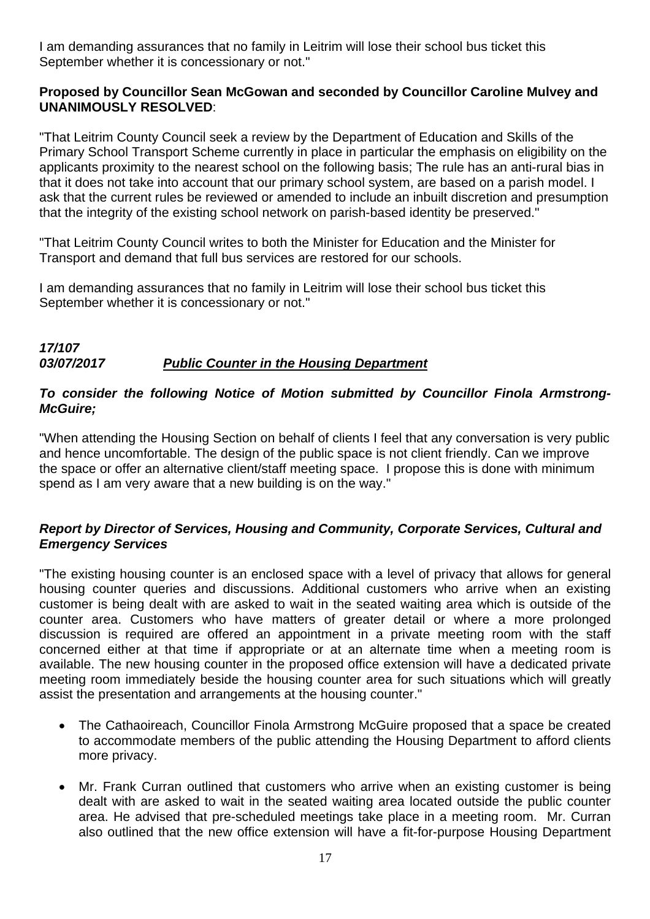I am demanding assurances that no family in Leitrim will lose their school bus ticket this September whether it is concessionary or not."

**Proposed by Councillor Sean McGowan and seconded by Councillor Caroline Mulvey and UNANIMOUSLY RESOLVED**:

"That Leitrim County Council seek a review by the Department of Education and Skills of the Primary School Transport Scheme currently in place in particular the emphasis on eligibility on the applicants proximity to the nearest school on the following basis; The rule has an anti-rural bias in that it does not take into account that our primary school system, are based on a parish model. I ask that the current rules be reviewed or amended to include an inbuilt discretion and presumption that the integrity of the existing school network on parish-based identity be preserved."

"That Leitrim County Council writes to both the Minister for Education and the Minister for Transport and demand that full bus services are restored for our schools.

I am demanding assurances that no family in Leitrim will lose their school bus ticket this September whether it is concessionary or not."

### *17/107*
### *03/07/2017* ***Public Counter in the Housing Department***

***To consider the following Notice of Motion submitted by Councillor Finola Armstrong-McGuire;***

"When attending the Housing Section on behalf of clients I feel that any conversation is very public and hence uncomfortable. The design of the public space is not client friendly. Can we improve the space or offer an alternative client/staff meeting space. I propose this is done with minimum spend as I am very aware that a new building is on the way."

***Report by Director of Services, Housing and Community, Corporate Services, Cultural and Emergency Services***

"The existing housing counter is an enclosed space with a level of privacy that allows for general housing counter queries and discussions. Additional customers who arrive when an existing customer is being dealt with are asked to wait in the seated waiting area which is outside of the counter area. Customers who have matters of greater detail or where a more prolonged discussion is required are offered an appointment in a private meeting room with the staff concerned either at that time if appropriate or at an alternate time when a meeting room is available. The new housing counter in the proposed office extension will have a dedicated private meeting room immediately beside the housing counter area for such situations which will greatly assist the presentation and arrangements at the housing counter."

- The Cathaoireach, Councillor Finola Armstrong McGuire proposed that a space be created to accommodate members of the public attending the Housing Department to afford clients more privacy.
- Mr. Frank Curran outlined that customers who arrive when an existing customer is being dealt with are asked to wait in the seated waiting area located outside the public counter area. He advised that pre-scheduled meetings take place in a meeting room. Mr. Curran also outlined that the new office extension will have a fit-for-purpose Housing Department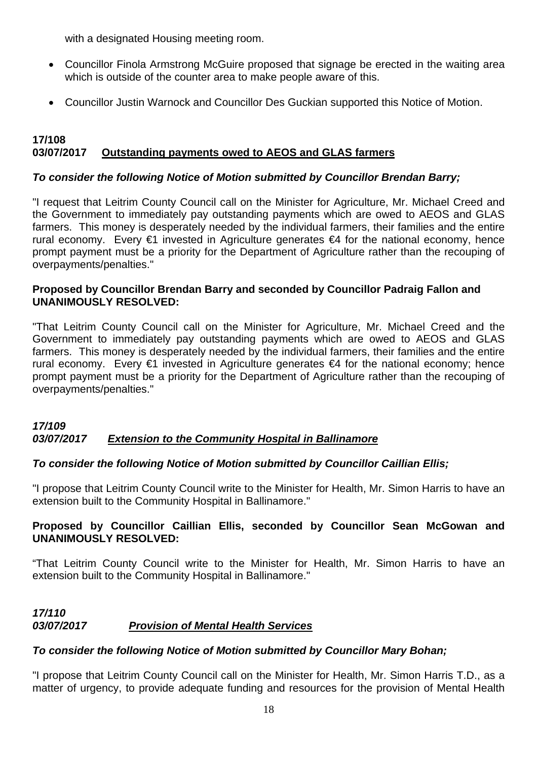with a designated Housing meeting room.

- Councillor Finola Armstrong McGuire proposed that signage be erected in the waiting area which is outside of the counter area to make people aware of this.
- Councillor Justin Warnock and Councillor Des Guckian supported this Notice of Motion.

**17/108**
**03/07/2017 Outstanding payments owed to AEOS and GLAS farmers**

***To consider the following Notice of Motion submitted by Councillor Brendan Barry;***

"I request that Leitrim County Council call on the Minister for Agriculture, Mr. Michael Creed and the Government to immediately pay outstanding payments which are owed to AEOS and GLAS farmers. This money is desperately needed by the individual farmers, their families and the entire rural economy. Every €1 invested in Agriculture generates €4 for the national economy, hence prompt payment must be a priority for the Department of Agriculture rather than the recouping of overpayments/penalties."

**Proposed by Councillor Brendan Barry and seconded by Councillor Padraig Fallon and UNANIMOUSLY RESOLVED:**

"That Leitrim County Council call on the Minister for Agriculture, Mr. Michael Creed and the Government to immediately pay outstanding payments which are owed to AEOS and GLAS farmers. This money is desperately needed by the individual farmers, their families and the entire rural economy. Every €1 invested in Agriculture generates €4 for the national economy; hence prompt payment must be a priority for the Department of Agriculture rather than the recouping of overpayments/penalties."

***17/109***
***03/07/2017 Extension to the Community Hospital in Ballinamore***

***To consider the following Notice of Motion submitted by Councillor Caillian Ellis;***

"I propose that Leitrim County Council write to the Minister for Health, Mr. Simon Harris to have an extension built to the Community Hospital in Ballinamore."

**Proposed by Councillor Caillian Ellis, seconded by Councillor Sean McGowan and UNANIMOUSLY RESOLVED:**

"That Leitrim County Council write to the Minister for Health, Mr. Simon Harris to have an extension built to the Community Hospital in Ballinamore."

***17/110***
***03/07/2017 Provision of Mental Health Services***

***To consider the following Notice of Motion submitted by Councillor Mary Bohan;***

"I propose that Leitrim County Council call on the Minister for Health, Mr. Simon Harris T.D., as a matter of urgency, to provide adequate funding and resources for the provision of Mental Health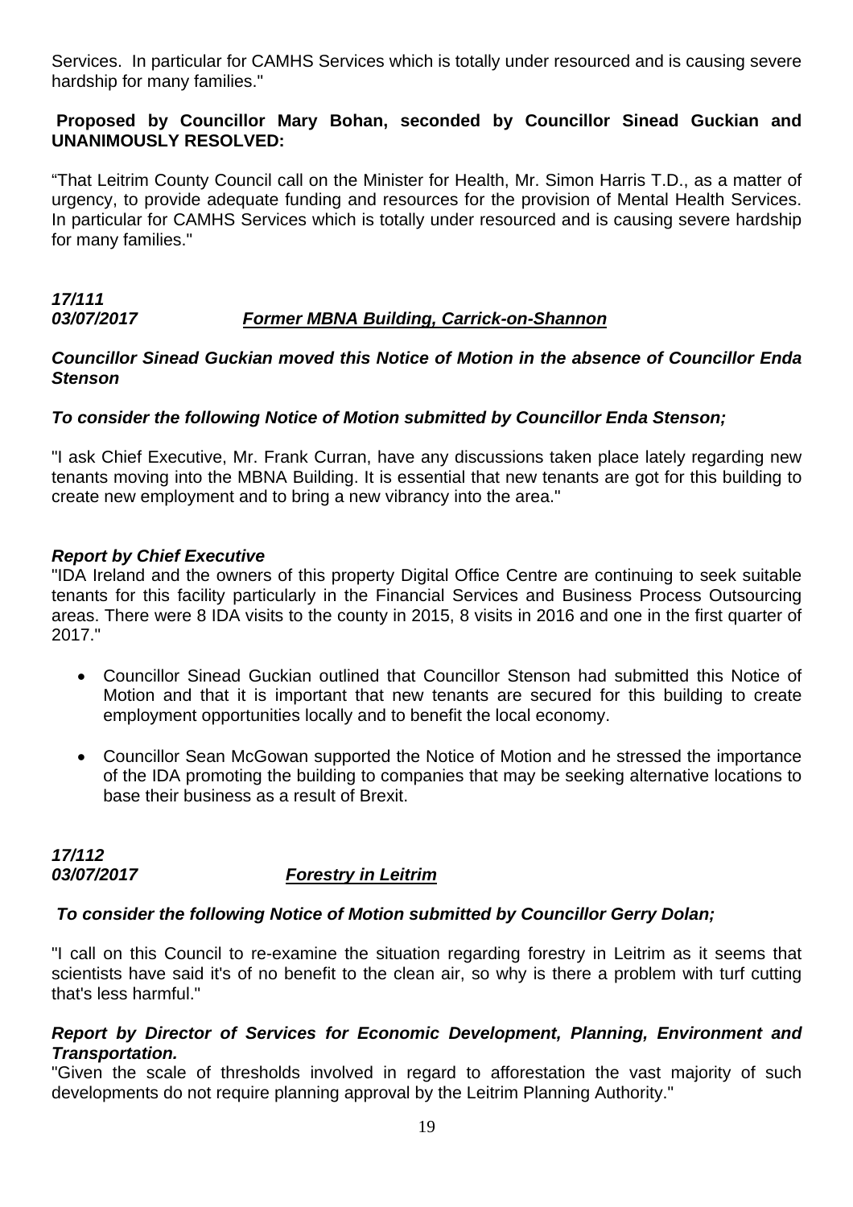Services. In particular for CAMHS Services which is totally under resourced and is causing severe hardship for many families."

**Proposed by Councillor Mary Bohan, seconded by Councillor Sinead Guckian and UNANIMOUSLY RESOLVED:**

"That Leitrim County Council call on the Minister for Health, Mr. Simon Harris T.D., as a matter of urgency, to provide adequate funding and resources for the provision of Mental Health Services. In particular for CAMHS Services which is totally under resourced and is causing severe hardship for many families."

***17/111***
***03/07/2017*** ***<u>Former MBNA Building, Carrick-on-Shannon</u>***

***Councillor Sinead Guckian moved this Notice of Motion in the absence of Councillor Enda Stenson***

***To consider the following Notice of Motion submitted by Councillor Enda Stenson;***

"I ask Chief Executive, Mr. Frank Curran, have any discussions taken place lately regarding new tenants moving into the MBNA Building. It is essential that new tenants are got for this building to create new employment and to bring a new vibrancy into the area."

***Report by Chief Executive***

"IDA Ireland and the owners of this property Digital Office Centre are continuing to seek suitable tenants for this facility particularly in the Financial Services and Business Process Outsourcing areas. There were 8 IDA visits to the county in 2015, 8 visits in 2016 and one in the first quarter of 2017."

- Councillor Sinead Guckian outlined that Councillor Stenson had submitted this Notice of Motion and that it is important that new tenants are secured for this building to create employment opportunities locally and to benefit the local economy.
- Councillor Sean McGowan supported the Notice of Motion and he stressed the importance of the IDA promoting the building to companies that may be seeking alternative locations to base their business as a result of Brexit.

***17/112***
***03/07/2017*** ***<u>Forestry in Leitrim</u>***

***To consider the following Notice of Motion submitted by Councillor Gerry Dolan;***

"I call on this Council to re-examine the situation regarding forestry in Leitrim as it seems that scientists have said it's of no benefit to the clean air, so why is there a problem with turf cutting that's less harmful."

***Report by Director of Services for Economic Development, Planning, Environment and Transportation.***

"Given the scale of thresholds involved in regard to afforestation the vast majority of such developments do not require planning approval by the Leitrim Planning Authority."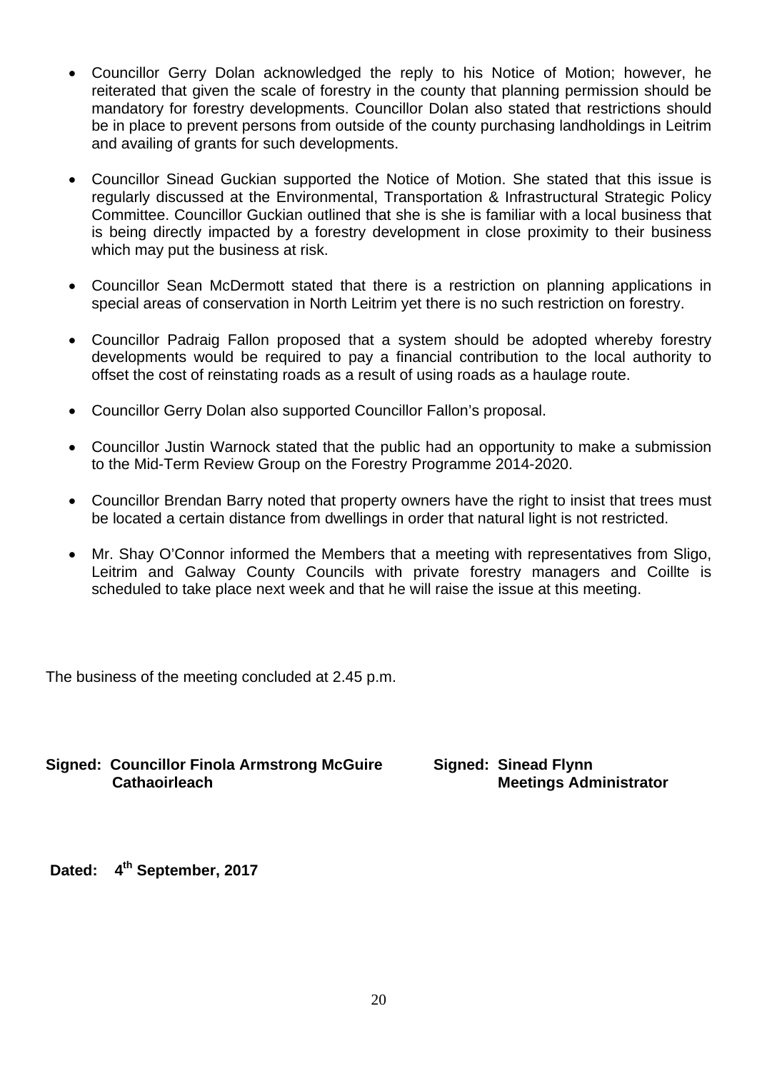- Councillor Gerry Dolan acknowledged the reply to his Notice of Motion; however, he reiterated that given the scale of forestry in the county that planning permission should be mandatory for forestry developments. Councillor Dolan also stated that restrictions should be in place to prevent persons from outside of the county purchasing landholdings in Leitrim and availing of grants for such developments.

- Councillor Sinead Guckian supported the Notice of Motion. She stated that this issue is regularly discussed at the Environmental, Transportation & Infrastructural Strategic Policy Committee. Councillor Guckian outlined that she is she is familiar with a local business that is being directly impacted by a forestry development in close proximity to their business which may put the business at risk.

- Councillor Sean McDermott stated that there is a restriction on planning applications in special areas of conservation in North Leitrim yet there is no such restriction on forestry.

- Councillor Padraig Fallon proposed that a system should be adopted whereby forestry developments would be required to pay a financial contribution to the local authority to offset the cost of reinstating roads as a result of using roads as a haulage route.

- Councillor Gerry Dolan also supported Councillor Fallon's proposal.

- Councillor Justin Warnock stated that the public had an opportunity to make a submission to the Mid-Term Review Group on the Forestry Programme 2014-2020.

- Councillor Brendan Barry noted that property owners have the right to insist that trees must be located a certain distance from dwellings in order that natural light is not restricted.

- Mr. Shay O'Connor informed the Members that a meeting with representatives from Sligo, Leitrim and Galway County Councils with private forestry managers and Coillte is scheduled to take place next week and that he will raise the issue at this meeting.

The business of the meeting concluded at 2.45 p.m.

**Signed: Councillor Finola Armstrong McGuire**
**Cathaoirleach**

**Signed: Sinead Flynn**
**Meetings Administrator**

**Dated: 4th September, 2017**